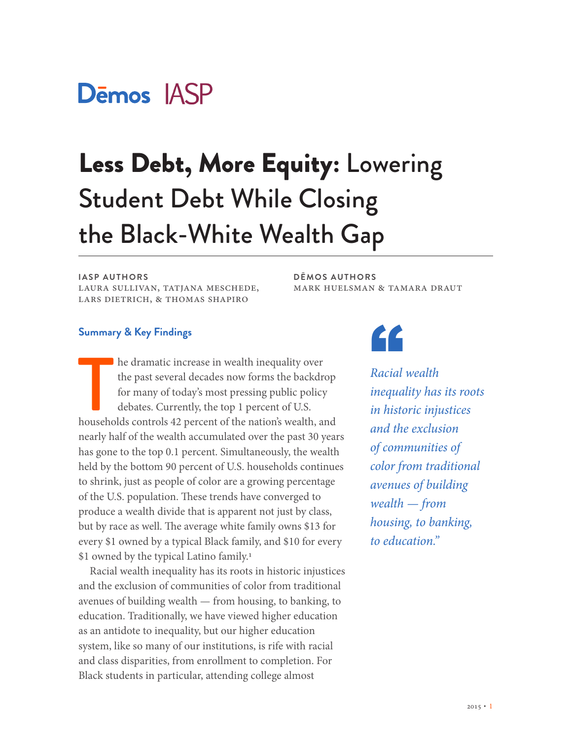Dēmos IASP

# **Less Debt, More Equity:** Lowering Student Debt While Closing the Black-White Wealth Gap

**IASP AUTHORS**
LAURA SULLIVAN, TATJANA MESCHEDE, LARS DIETRICH, & THOMAS SHAPIRO

**DĒMOS AUTHORS**
MARK HUELSMAN & TAMARA DRAUT

## Summary & Key Findings

The dramatic increase in wealth inequality over the past several decades now forms the backdrop for many of today's most pressing public policy debates. Currently, the top 1 percent of U.S. households controls 42 percent of the nation's wealth, and nearly half of the wealth accumulated over the past 30 years has gone to the top 0.1 percent. Simultaneously, the wealth held by the bottom 90 percent of U.S. households continues to shrink, just as people of color are a growing percentage of the U.S. population. These trends have converged to produce a wealth divide that is apparent not just by class, but by race as well. The average white family owns $13 for every $1 owned by a typical Black family, and $10 for every $1 owned by the typical Latino family.[1]

Racial wealth inequality has its roots in historic injustices and the exclusion of communities of color from traditional avenues of building wealth — from housing, to banking, to education. Traditionally, we have viewed higher education as an antidote to inequality, but our higher education system, like so many of our institutions, is rife with racial and class disparities, from enrollment to completion. For Black students in particular, attending college almost

> *"Racial wealth inequality has its roots in historic injustices and the exclusion of communities of color from traditional avenues of building wealth — from housing, to banking, to education."*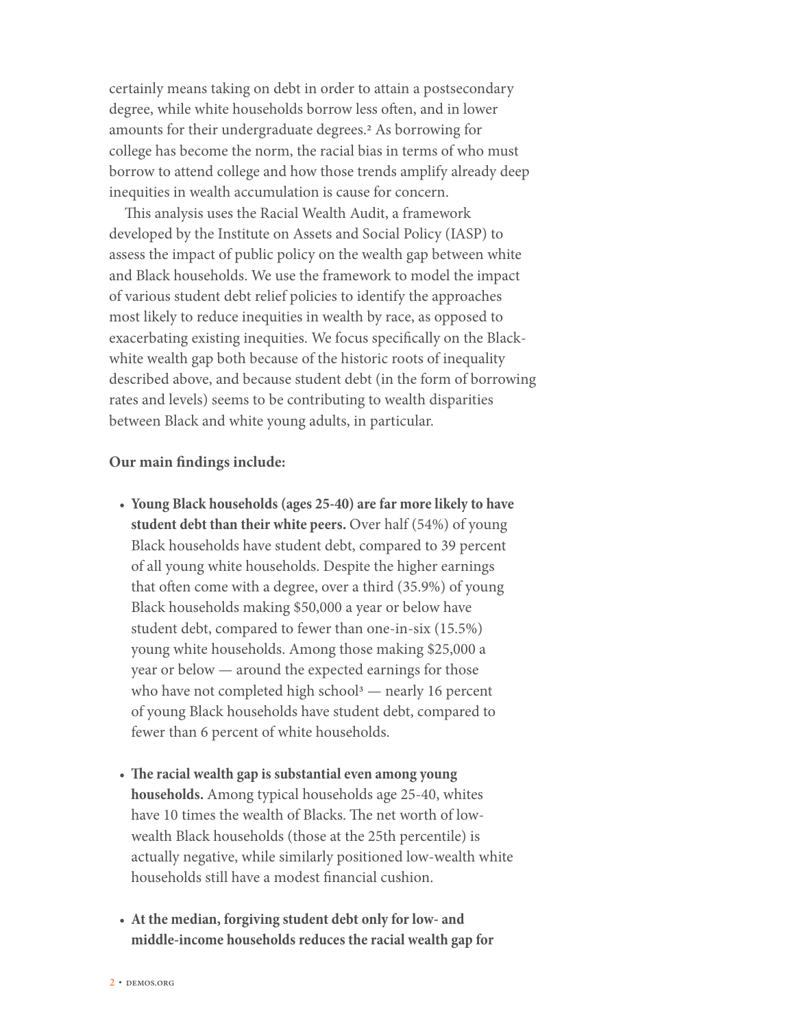certainly means taking on debt in order to attain a postsecondary degree, while white households borrow less often, and in lower amounts for their undergraduate degrees.[2] As borrowing for college has become the norm, the racial bias in terms of who must borrow to attend college and how those trends amplify already deep inequities in wealth accumulation is cause for concern.

This analysis uses the Racial Wealth Audit, a framework developed by the Institute on Assets and Social Policy (IASP) to assess the impact of public policy on the wealth gap between white and Black households. We use the framework to model the impact of various student debt relief policies to identify the approaches most likely to reduce inequities in wealth by race, as opposed to exacerbating existing inequities. We focus specifically on the Black-white wealth gap both because of the historic roots of inequality described above, and because student debt (in the form of borrowing rates and levels) seems to be contributing to wealth disparities between Black and white young adults, in particular.

**Our main findings include:**

- **Young Black households (ages 25-40) are far more likely to have student debt than their white peers.** Over half (54%) of young Black households have student debt, compared to 39 percent of all young white households. Despite the higher earnings that often come with a degree, over a third (35.9%) of young Black households making $50,000 a year or below have student debt, compared to fewer than one-in-six (15.5%) young white households. Among those making $25,000 a year or below — around the expected earnings for those who have not completed high school[3] — nearly 16 percent of young Black households have student debt, compared to fewer than 6 percent of white households.

- **The racial wealth gap is substantial even among young households.** Among typical households age 25-40, whites have 10 times the wealth of Blacks. The net worth of low-wealth Black households (those at the 25th percentile) is actually negative, while similarly positioned low-wealth white households still have a modest financial cushion.

- **At the median, forgiving student debt only for low- and middle-income households reduces the racial wealth gap for**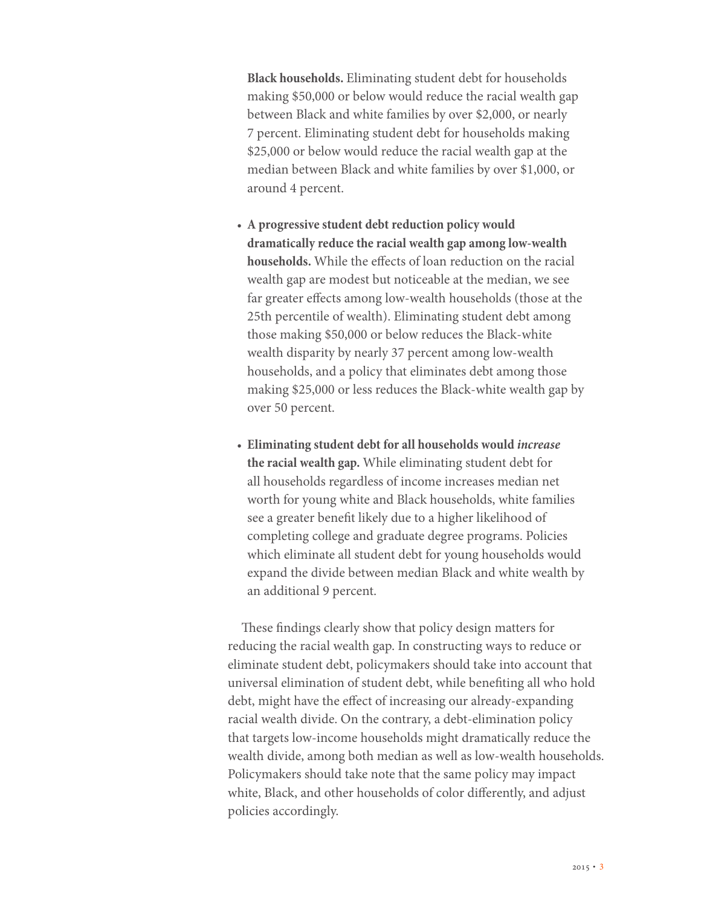**Black households.** Eliminating student debt for households making $50,000 or below would reduce the racial wealth gap between Black and white families by over $2,000, or nearly 7 percent. Eliminating student debt for households making $25,000 or below would reduce the racial wealth gap at the median between Black and white families by over $1,000, or around 4 percent.

- **A progressive student debt reduction policy would dramatically reduce the racial wealth gap among low-wealth households.** While the effects of loan reduction on the racial wealth gap are modest but noticeable at the median, we see far greater effects among low-wealth households (those at the 25th percentile of wealth). Eliminating student debt among those making $50,000 or below reduces the Black-white wealth disparity by nearly 37 percent among low-wealth households, and a policy that eliminates debt among those making $25,000 or less reduces the Black-white wealth gap by over 50 percent.

- **Eliminating student debt for all households would *increase* the racial wealth gap.** While eliminating student debt for all households regardless of income increases median net worth for young white and Black households, white families see a greater benefit likely due to a higher likelihood of completing college and graduate degree programs. Policies which eliminate all student debt for young households would expand the divide between median Black and white wealth by an additional 9 percent.

These findings clearly show that policy design matters for reducing the racial wealth gap. In constructing ways to reduce or eliminate student debt, policymakers should take into account that universal elimination of student debt, while benefiting all who hold debt, might have the effect of increasing our already-expanding racial wealth divide. On the contrary, a debt-elimination policy that targets low-income households might dramatically reduce the wealth divide, among both median as well as low-wealth households. Policymakers should take note that the same policy may impact white, Black, and other households of color differently, and adjust policies accordingly.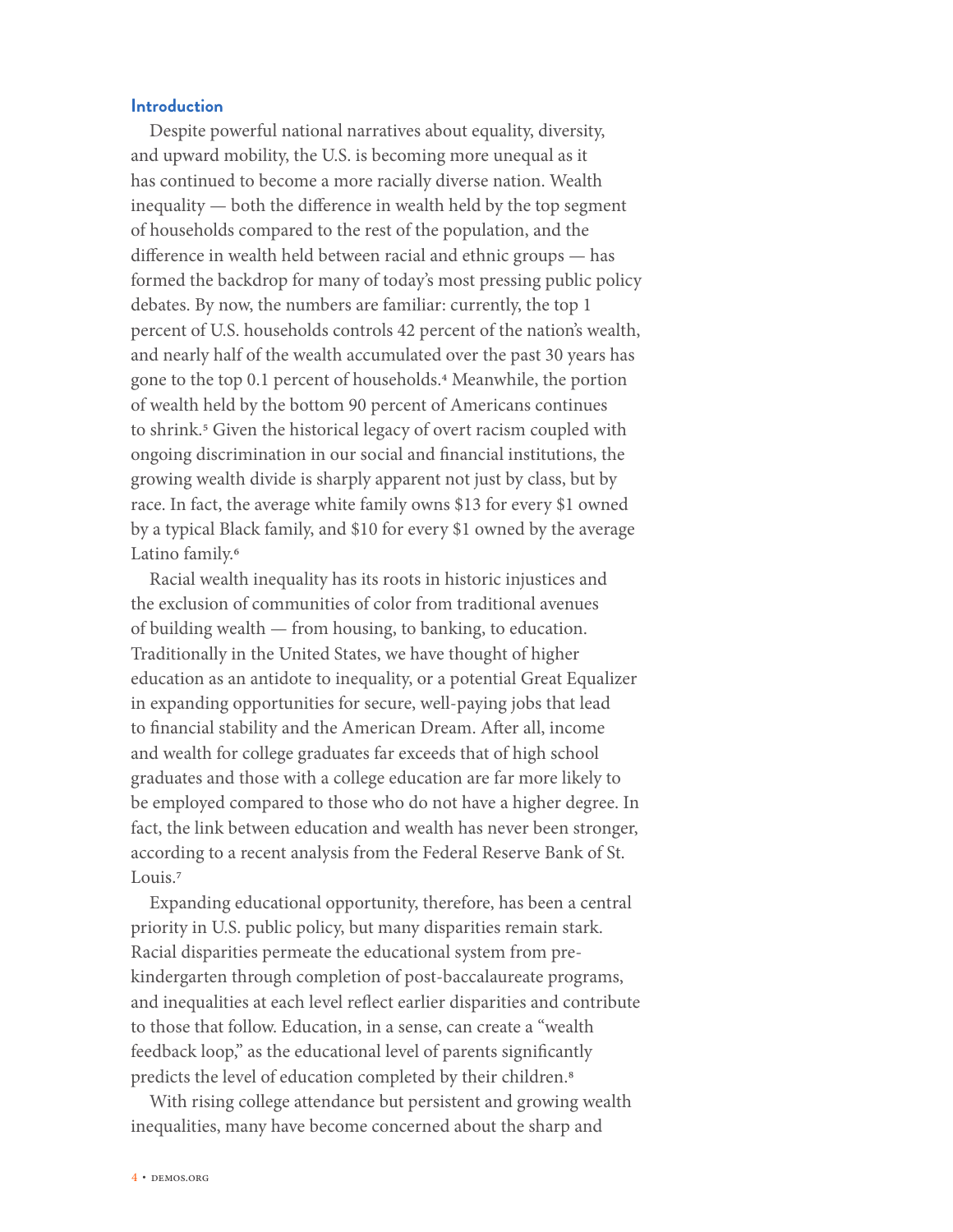## Introduction

Despite powerful national narratives about equality, diversity, and upward mobility, the U.S. is becoming more unequal as it has continued to become a more racially diverse nation. Wealth inequality — both the difference in wealth held by the top segment of households compared to the rest of the population, and the difference in wealth held between racial and ethnic groups — has formed the backdrop for many of today's most pressing public policy debates. By now, the numbers are familiar: currently, the top 1 percent of U.S. households controls 42 percent of the nation's wealth, and nearly half of the wealth accumulated over the past 30 years has gone to the top 0.1 percent of households.[4] Meanwhile, the portion of wealth held by the bottom 90 percent of Americans continues to shrink.[5] Given the historical legacy of overt racism coupled with ongoing discrimination in our social and financial institutions, the growing wealth divide is sharply apparent not just by class, but by race. In fact, the average white family owns $13 for every $1 owned by a typical Black family, and $10 for every $1 owned by the average Latino family.[6]

Racial wealth inequality has its roots in historic injustices and the exclusion of communities of color from traditional avenues of building wealth — from housing, to banking, to education. Traditionally in the United States, we have thought of higher education as an antidote to inequality, or a potential Great Equalizer in expanding opportunities for secure, well-paying jobs that lead to financial stability and the American Dream. After all, income and wealth for college graduates far exceeds that of high school graduates and those with a college education are far more likely to be employed compared to those who do not have a higher degree. In fact, the link between education and wealth has never been stronger, according to a recent analysis from the Federal Reserve Bank of St. Louis.[7]

Expanding educational opportunity, therefore, has been a central priority in U.S. public policy, but many disparities remain stark. Racial disparities permeate the educational system from pre-kindergarten through completion of post-baccalaureate programs, and inequalities at each level reflect earlier disparities and contribute to those that follow. Education, in a sense, can create a "wealth feedback loop," as the educational level of parents significantly predicts the level of education completed by their children.[8]

With rising college attendance but persistent and growing wealth inequalities, many have become concerned about the sharp and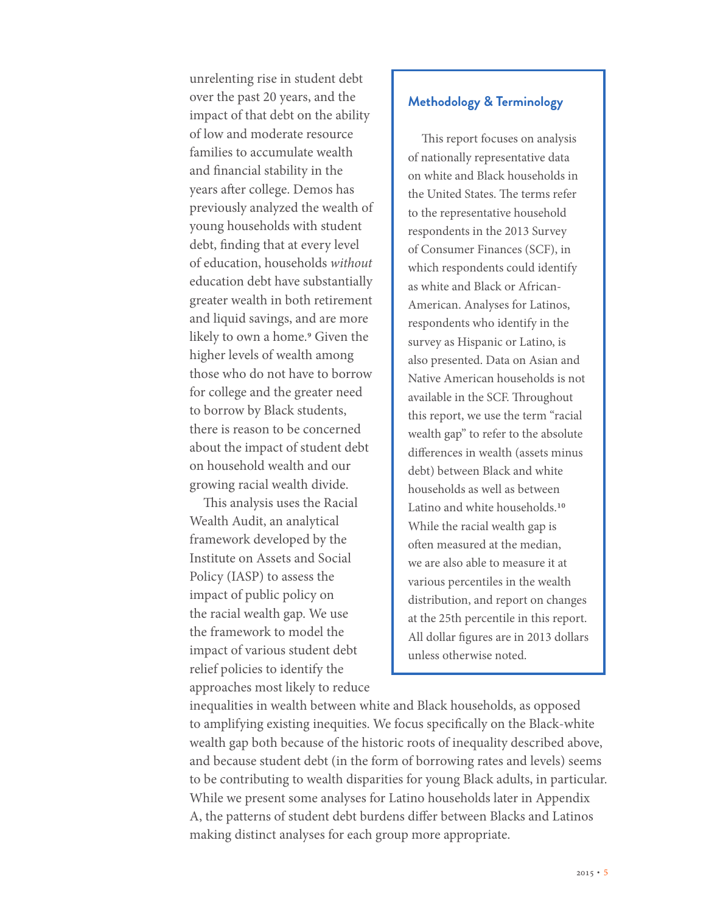unrelenting rise in student debt over the past 20 years, and the impact of that debt on the ability of low and moderate resource families to accumulate wealth and financial stability in the years after college. Demos has previously analyzed the wealth of young households with student debt, finding that at every level of education, households *without* education debt have substantially greater wealth in both retirement and liquid savings, and are more likely to own a home.[9] Given the higher levels of wealth among those who do not have to borrow for college and the greater need to borrow by Black students, there is reason to be concerned about the impact of student debt on household wealth and our growing racial wealth divide.

This analysis uses the Racial Wealth Audit, an analytical framework developed by the Institute on Assets and Social Policy (IASP) to assess the impact of public policy on the racial wealth gap. We use the framework to model the impact of various student debt relief policies to identify the approaches most likely to reduce inequalities in wealth between white and Black households, as opposed to amplifying existing inequities. We focus specifically on the Black-white wealth gap both because of the historic roots of inequality described above, and because student debt (in the form of borrowing rates and levels) seems to be contributing to wealth disparities for young Black adults, in particular. While we present some analyses for Latino households later in Appendix A, the patterns of student debt burdens differ between Blacks and Latinos making distinct analyses for each group more appropriate.

## Methodology & Terminology

This report focuses on analysis of nationally representative data on white and Black households in the United States. The terms refer to the representative household respondents in the 2013 Survey of Consumer Finances (SCF), in which respondents could identify as white and Black or African-American. Analyses for Latinos, respondents who identify in the survey as Hispanic or Latino, is also presented. Data on Asian and Native American households is not available in the SCF. Throughout this report, we use the term "racial wealth gap" to refer to the absolute differences in wealth (assets minus debt) between Black and white households as well as between Latino and white households.[10] While the racial wealth gap is often measured at the median, we are also able to measure it at various percentiles in the wealth distribution, and report on changes at the 25th percentile in this report. All dollar figures are in 2013 dollars unless otherwise noted.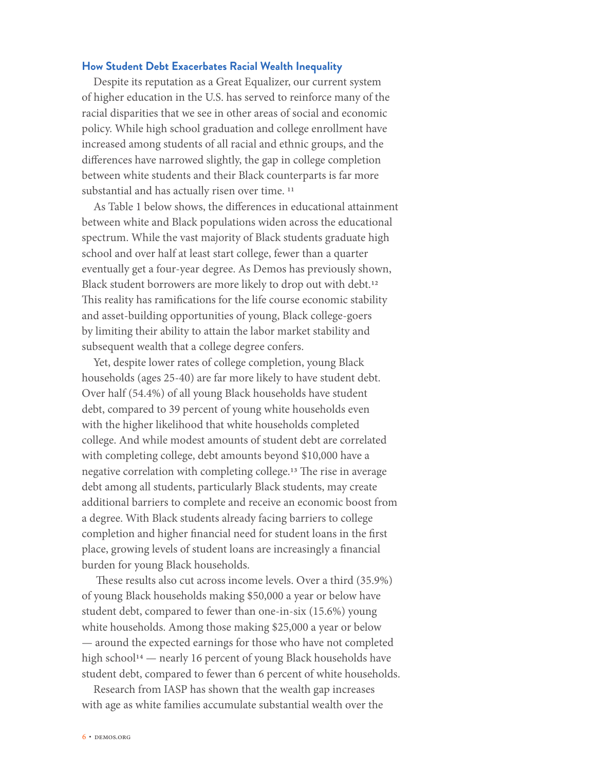## How Student Debt Exacerbates Racial Wealth Inequality

Despite its reputation as a Great Equalizer, our current system of higher education in the U.S. has served to reinforce many of the racial disparities that we see in other areas of social and economic policy. While high school graduation and college enrollment have increased among students of all racial and ethnic groups, and the differences have narrowed slightly, the gap in college completion between white students and their Black counterparts is far more substantial and has actually risen over time. [11]

As Table 1 below shows, the differences in educational attainment between white and Black populations widen across the educational spectrum. While the vast majority of Black students graduate high school and over half at least start college, fewer than a quarter eventually get a four-year degree. As Demos has previously shown, Black student borrowers are more likely to drop out with debt.[12] This reality has ramifications for the life course economic stability and asset-building opportunities of young, Black college-goers by limiting their ability to attain the labor market stability and subsequent wealth that a college degree confers.

Yet, despite lower rates of college completion, young Black households (ages 25-40) are far more likely to have student debt. Over half (54.4%) of all young Black households have student debt, compared to 39 percent of young white households even with the higher likelihood that white households completed college. And while modest amounts of student debt are correlated with completing college, debt amounts beyond $10,000 have a negative correlation with completing college.[13] The rise in average debt among all students, particularly Black students, may create additional barriers to complete and receive an economic boost from a degree. With Black students already facing barriers to college completion and higher financial need for student loans in the first place, growing levels of student loans are increasingly a financial burden for young Black households.

These results also cut across income levels. Over a third (35.9%) of young Black households making $50,000 a year or below have student debt, compared to fewer than one-in-six (15.6%) young white households. Among those making $25,000 a year or below — around the expected earnings for those who have not completed high school[14] — nearly 16 percent of young Black households have student debt, compared to fewer than 6 percent of white households.

Research from IASP has shown that the wealth gap increases with age as white families accumulate substantial wealth over the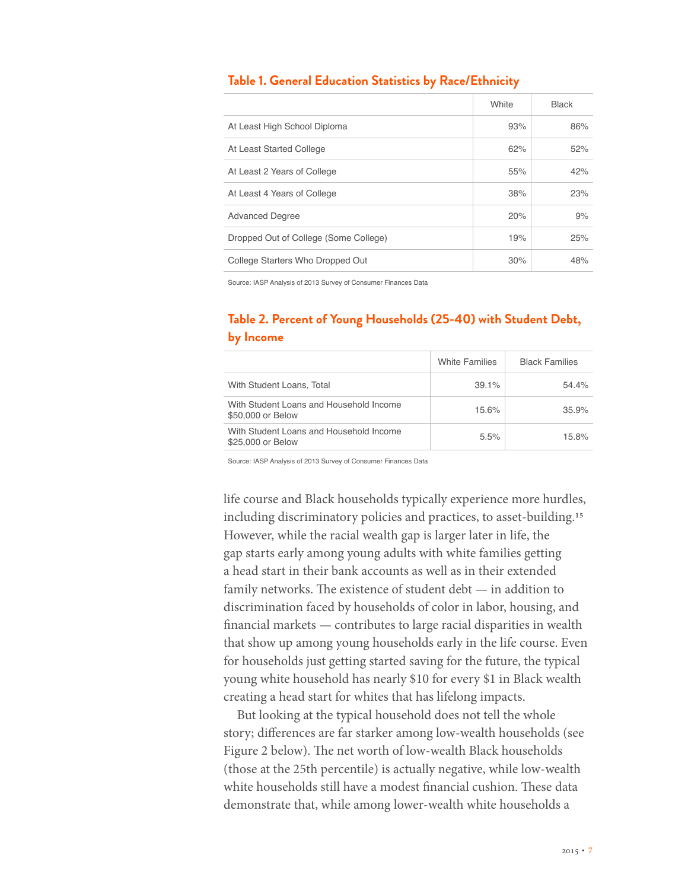### Table 1. General Education Statistics by Race/Ethnicity

| | White | Black |
|---|---|---|
| At Least High School Diploma | 93% | 86% |
| At Least Started College | 62% | 52% |
| At Least 2 Years of College | 55% | 42% |
| At Least 4 Years of College | 38% | 23% |
| Advanced Degree | 20% | 9% |
| Dropped Out of College (Some College) | 19% | 25% |
| College Starters Who Dropped Out | 30% | 48% |

Source: IASP Analysis of 2013 Survey of Consumer Finances Data

### Table 2. Percent of Young Households (25-40) with Student Debt, by Income

| | White Families | Black Families |
|---|---|---|
| With Student Loans, Total | 39.1% | 54.4% |
| With Student Loans and Household Income $50,000 or Below | 15.6% | 35.9% |
| With Student Loans and Household Income $25,000 or Below | 5.5% | 15.8% |

Source: IASP Analysis of 2013 Survey of Consumer Finances Data

life course and Black households typically experience more hurdles, including discriminatory policies and practices, to asset-building.[15] However, while the racial wealth gap is larger later in life, the gap starts early among young adults with white families getting a head start in their bank accounts as well as in their extended family networks. The existence of student debt — in addition to discrimination faced by households of color in labor, housing, and financial markets — contributes to large racial disparities in wealth that show up among young households early in the life course. Even for households just getting started saving for the future, the typical young white household has nearly $10 for every $1 in Black wealth creating a head start for whites that has lifelong impacts.

But looking at the typical household does not tell the whole story; differences are far starker among low-wealth households (see Figure 2 below). The net worth of low-wealth Black households (those at the 25th percentile) is actually negative, while low-wealth white households still have a modest financial cushion. These data demonstrate that, while among lower-wealth white households a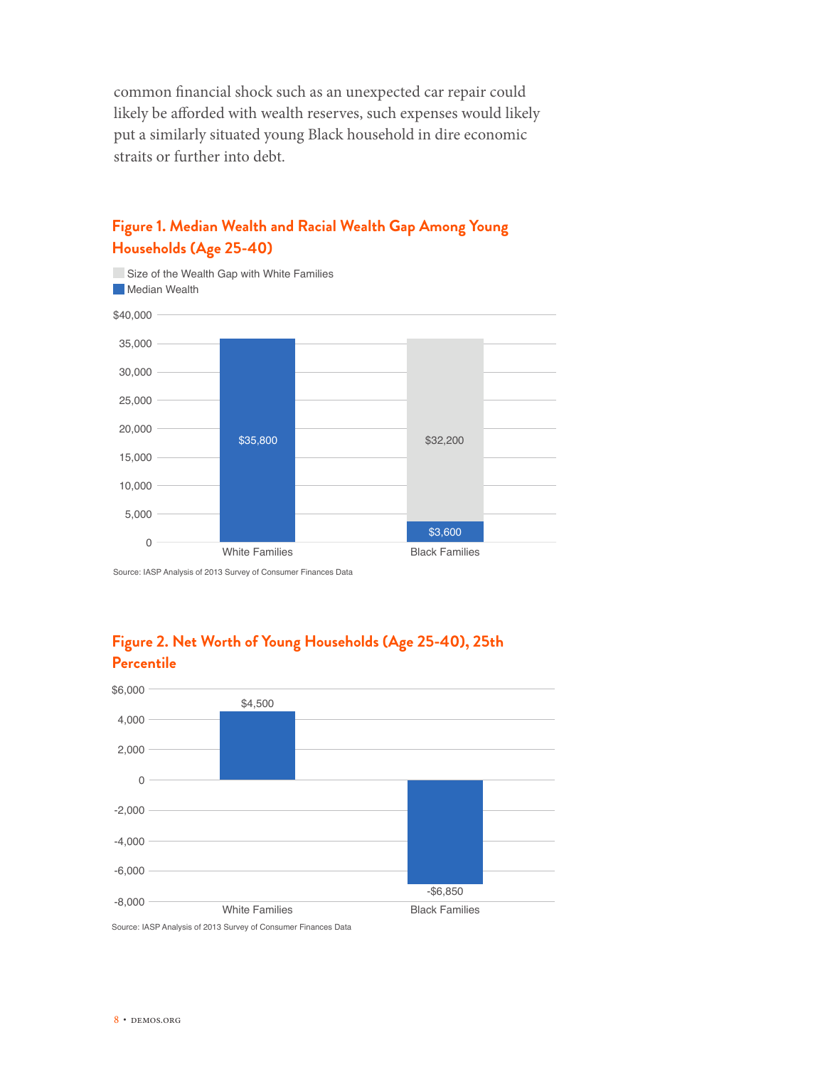common financial shock such as an unexpected car repair could likely be afforded with wealth reserves, such expenses would likely put a similarly situated young Black household in dire economic straits or further into debt.

### Figure 1. Median Wealth and Racial Wealth Gap Among Young Households (Age 25-40)

Size of the Wealth Gap with White Families
Median Wealth

| | White Families | Black Families |
|---|---|---|
| Median Wealth | $35,800 | $3,600 |
| Size of the Wealth Gap with White Families | | $32,200 |

Source: IASP Analysis of 2013 Survey of Consumer Finances Data

### Figure 2. Net Worth of Young Households (Age 25-40), 25th Percentile

| | White Families | Black Families |
|---|---|---|
| Net Worth | $4,500 | -$6,850 |

Source: IASP Analysis of 2013 Survey of Consumer Finances Data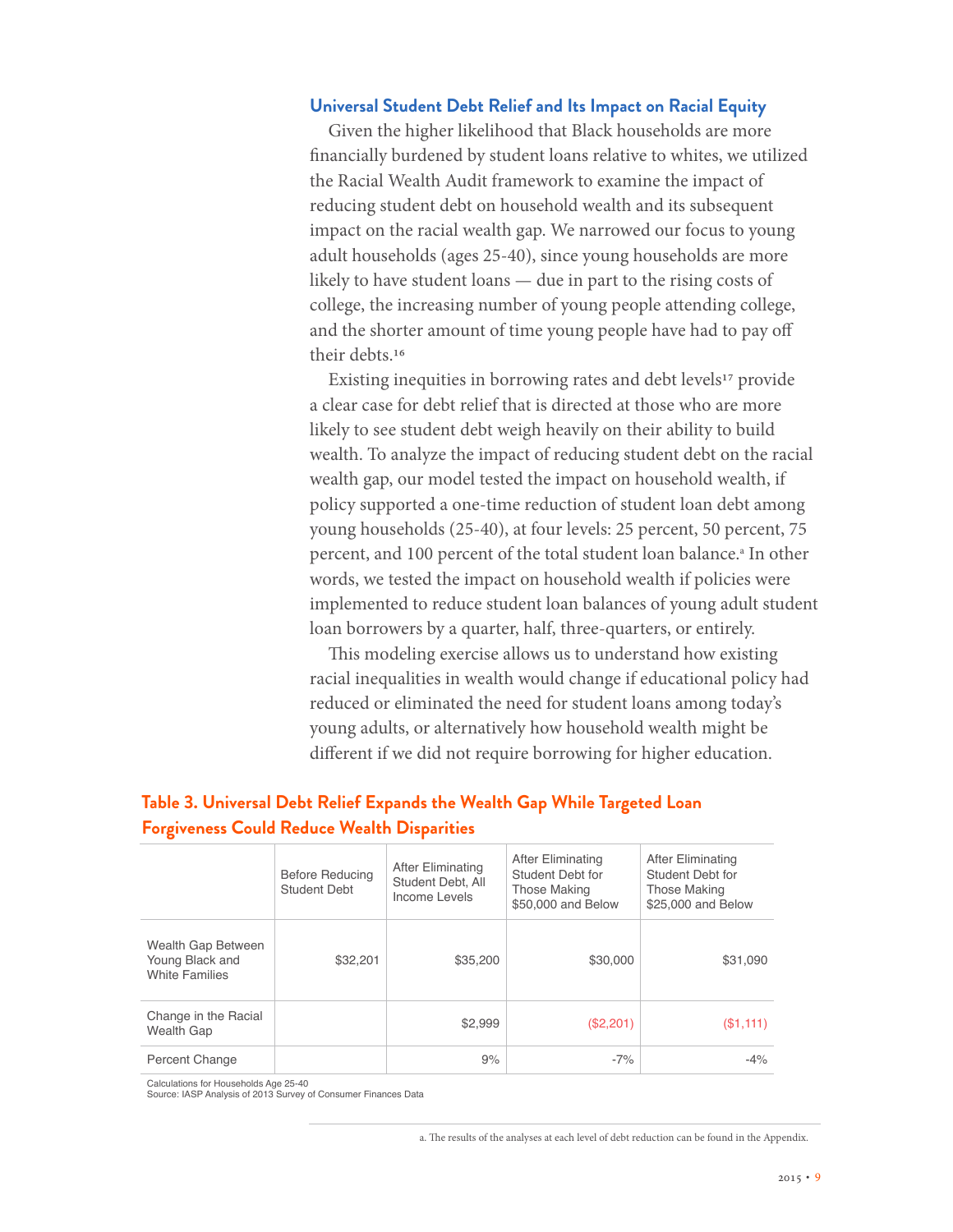### Universal Student Debt Relief and Its Impact on Racial Equity

Given the higher likelihood that Black households are more financially burdened by student loans relative to whites, we utilized the Racial Wealth Audit framework to examine the impact of reducing student debt on household wealth and its subsequent impact on the racial wealth gap. We narrowed our focus to young adult households (ages 25-40), since young households are more likely to have student loans — due in part to the rising costs of college, the increasing number of young people attending college, and the shorter amount of time young people have had to pay off their debts.[16]

Existing inequities in borrowing rates and debt levels[17] provide a clear case for debt relief that is directed at those who are more likely to see student debt weigh heavily on their ability to build wealth. To analyze the impact of reducing student debt on the racial wealth gap, our model tested the impact on household wealth, if policy supported a one-time reduction of student loan debt among young households (25-40), at four levels: 25 percent, 50 percent, 75 percent, and 100 percent of the total student loan balance.[a] In other words, we tested the impact on household wealth if policies were implemented to reduce student loan balances of young adult student loan borrowers by a quarter, half, three-quarters, or entirely.

This modeling exercise allows us to understand how existing racial inequalities in wealth would change if educational policy had reduced or eliminated the need for student loans among today's young adults, or alternatively how household wealth might be different if we did not require borrowing for higher education.

**Table 3. Universal Debt Relief Expands the Wealth Gap While Targeted Loan Forgiveness Could Reduce Wealth Disparities**

| | Before Reducing Student Debt | After Eliminating Student Debt, All Income Levels | After Eliminating Student Debt for Those Making $50,000 and Below | After Eliminating Student Debt for Those Making $25,000 and Below |
|---|---|---|---|---|
| Wealth Gap Between Young Black and White Families | $32,201 | $35,200 | $30,000 | $31,090 |
| Change in the Racial Wealth Gap | | $2,999 | ($2,201) | ($1,111) |
| Percent Change | | 9% | -7% | -4% |

Calculations for Households Age 25-40
Source: IASP Analysis of 2013 Survey of Consumer Finances Data

a. The results of the analyses at each level of debt reduction can be found in the Appendix.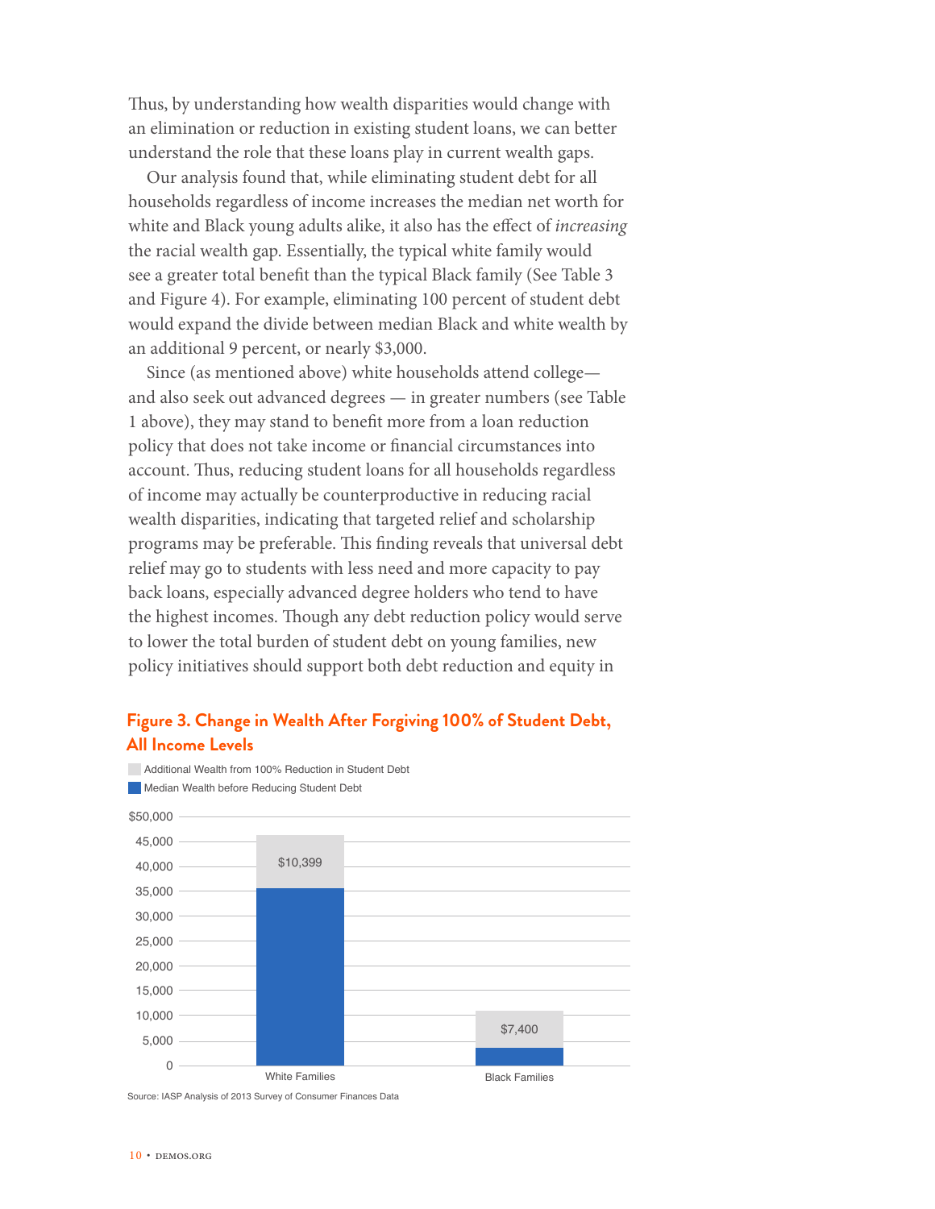Thus, by understanding how wealth disparities would change with an elimination or reduction in existing student loans, we can better understand the role that these loans play in current wealth gaps.

Our analysis found that, while eliminating student debt for all households regardless of income increases the median net worth for white and Black young adults alike, it also has the effect of *increasing* the racial wealth gap. Essentially, the typical white family would see a greater total benefit than the typical Black family (See Table 3 and Figure 4). For example, eliminating 100 percent of student debt would expand the divide between median Black and white wealth by an additional 9 percent, or nearly $3,000.

Since (as mentioned above) white households attend college—and also seek out advanced degrees — in greater numbers (see Table 1 above), they may stand to benefit more from a loan reduction policy that does not take income or financial circumstances into account. Thus, reducing student loans for all households regardless of income may actually be counterproductive in reducing racial wealth disparities, indicating that targeted relief and scholarship programs may be preferable. This finding reveals that universal debt relief may go to students with less need and more capacity to pay back loans, especially advanced degree holders who tend to have the highest incomes. Though any debt reduction policy would serve to lower the total burden of student debt on young families, new policy initiatives should support both debt reduction and equity in

**Figure 3. Change in Wealth After Forgiving 100% of Student Debt, All Income Levels**

| | Median Wealth before Reducing Student Debt | Additional Wealth from 100% Reduction in Student Debt |
|---|---|---|
| White Families | ~$35,500 | $10,399 |
| Black Families | ~$3,500 | $7,400 |

Source: IASP Analysis of 2013 Survey of Consumer Finances Data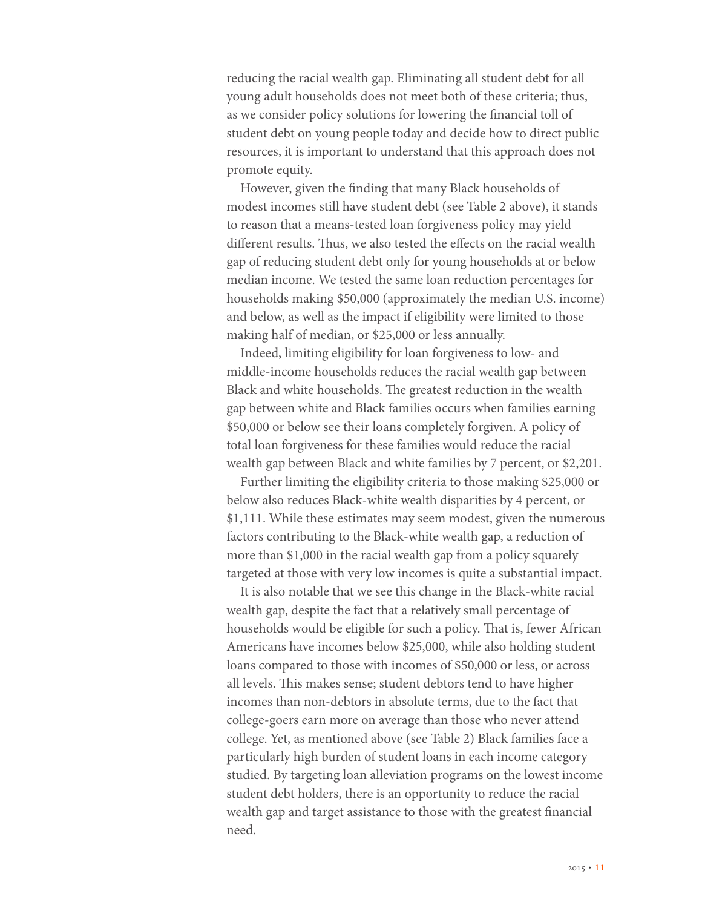reducing the racial wealth gap. Eliminating all student debt for all young adult households does not meet both of these criteria; thus, as we consider policy solutions for lowering the financial toll of student debt on young people today and decide how to direct public resources, it is important to understand that this approach does not promote equity.

However, given the finding that many Black households of modest incomes still have student debt (see Table 2 above), it stands to reason that a means-tested loan forgiveness policy may yield different results. Thus, we also tested the effects on the racial wealth gap of reducing student debt only for young households at or below median income. We tested the same loan reduction percentages for households making $50,000 (approximately the median U.S. income) and below, as well as the impact if eligibility were limited to those making half of median, or $25,000 or less annually.

Indeed, limiting eligibility for loan forgiveness to low- and middle-income households reduces the racial wealth gap between Black and white households. The greatest reduction in the wealth gap between white and Black families occurs when families earning $50,000 or below see their loans completely forgiven. A policy of total loan forgiveness for these families would reduce the racial wealth gap between Black and white families by 7 percent, or $2,201.

Further limiting the eligibility criteria to those making $25,000 or below also reduces Black-white wealth disparities by 4 percent, or $1,111. While these estimates may seem modest, given the numerous factors contributing to the Black-white wealth gap, a reduction of more than $1,000 in the racial wealth gap from a policy squarely targeted at those with very low incomes is quite a substantial impact.

It is also notable that we see this change in the Black-white racial wealth gap, despite the fact that a relatively small percentage of households would be eligible for such a policy. That is, fewer African Americans have incomes below $25,000, while also holding student loans compared to those with incomes of $50,000 or less, or across all levels. This makes sense; student debtors tend to have higher incomes than non-debtors in absolute terms, due to the fact that college-goers earn more on average than those who never attend college. Yet, as mentioned above (see Table 2) Black families face a particularly high burden of student loans in each income category studied. By targeting loan alleviation programs on the lowest income student debt holders, there is an opportunity to reduce the racial wealth gap and target assistance to those with the greatest financial need.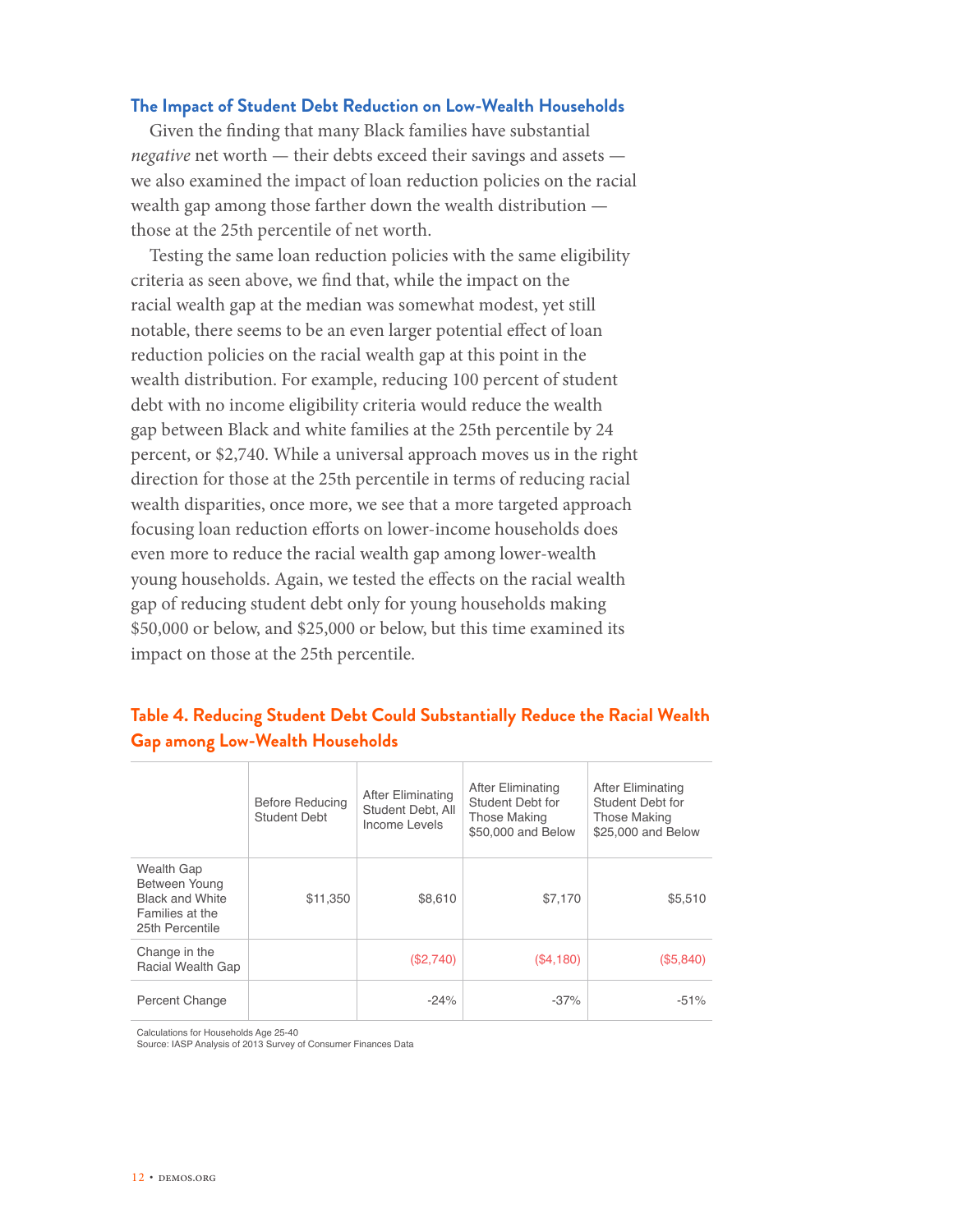### The Impact of Student Debt Reduction on Low-Wealth Households

Given the finding that many Black families have substantial *negative* net worth — their debts exceed their savings and assets — we also examined the impact of loan reduction policies on the racial wealth gap among those farther down the wealth distribution — those at the 25th percentile of net worth.

Testing the same loan reduction policies with the same eligibility criteria as seen above, we find that, while the impact on the racial wealth gap at the median was somewhat modest, yet still notable, there seems to be an even larger potential effect of loan reduction policies on the racial wealth gap at this point in the wealth distribution. For example, reducing 100 percent of student debt with no income eligibility criteria would reduce the wealth gap between Black and white families at the 25th percentile by 24 percent, or $2,740. While a universal approach moves us in the right direction for those at the 25th percentile in terms of reducing racial wealth disparities, once more, we see that a more targeted approach focusing loan reduction efforts on lower-income households does even more to reduce the racial wealth gap among lower-wealth young households. Again, we tested the effects on the racial wealth gap of reducing student debt only for young households making $50,000 or below, and $25,000 or below, but this time examined its impact on those at the 25th percentile.

**Table 4. Reducing Student Debt Could Substantially Reduce the Racial Wealth Gap among Low-Wealth Households**

| | Before Reducing Student Debt | After Eliminating Student Debt, All Income Levels | After Eliminating Student Debt for Those Making $50,000 and Below | After Eliminating Student Debt for Those Making $25,000 and Below |
|---|---|---|---|---|
| Wealth Gap Between Young Black and White Families at the 25th Percentile | $11,350 | $8,610 | $7,170 | $5,510 |
| Change in the Racial Wealth Gap | | ($2,740) | ($4,180) | ($5,840) |
| Percent Change | | -24% | -37% | -51% |

Calculations for Households Age 25-40
Source: IASP Analysis of 2013 Survey of Consumer Finances Data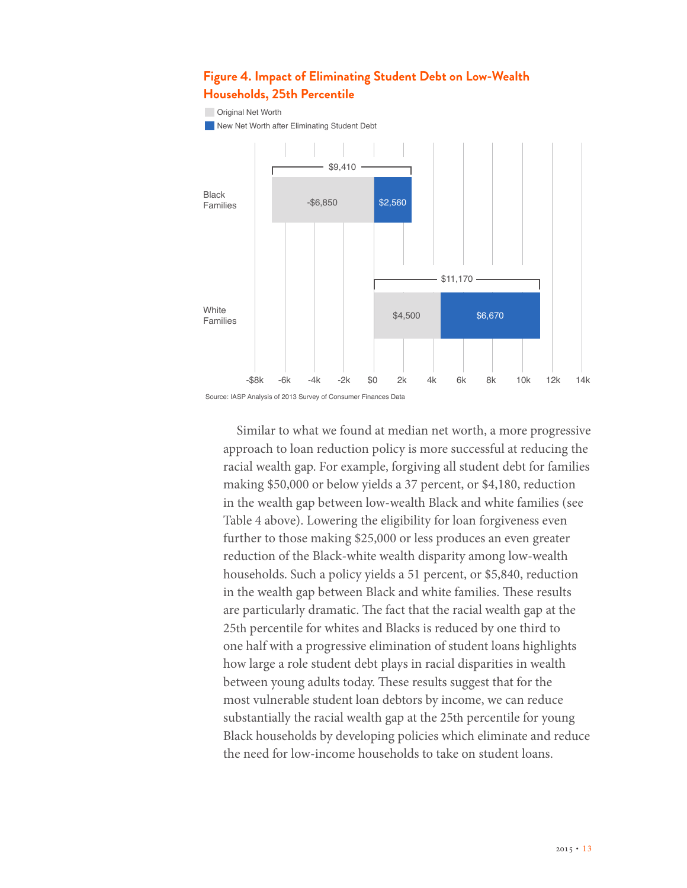### Figure 4. Impact of Eliminating Student Debt on Low-Wealth Households, 25th Percentile

| | Original Net Worth | New Net Worth after Eliminating Student Debt | Total |
|---|---|---|---|
| Black Families | -$6,850 | $2,560 | $9,410 |
| White Families | $4,500 | $6,670 | $11,170 |

Source: IASP Analysis of 2013 Survey of Consumer Finances Data

Similar to what we found at median net worth, a more progressive approach to loan reduction policy is more successful at reducing the racial wealth gap. For example, forgiving all student debt for families making $50,000 or below yields a 37 percent, or $4,180, reduction in the wealth gap between low-wealth Black and white families (see Table 4 above). Lowering the eligibility for loan forgiveness even further to those making $25,000 or less produces an even greater reduction of the Black-white wealth disparity among low-wealth households. Such a policy yields a 51 percent, or $5,840, reduction in the wealth gap between Black and white families. These results are particularly dramatic. The fact that the racial wealth gap at the 25th percentile for whites and Blacks is reduced by one third to one half with a progressive elimination of student loans highlights how large a role student debt plays in racial disparities in wealth between young adults today. These results suggest that for the most vulnerable student loan debtors by income, we can reduce substantially the racial wealth gap at the 25th percentile for young Black households by developing policies which eliminate and reduce the need for low-income households to take on student loans.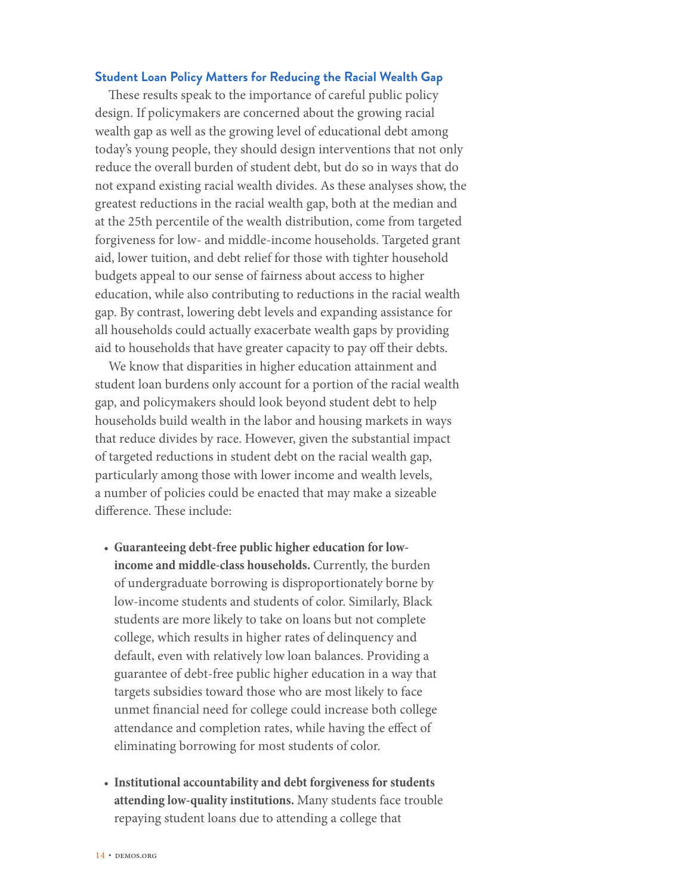## Student Loan Policy Matters for Reducing the Racial Wealth Gap

These results speak to the importance of careful public policy design. If policymakers are concerned about the growing racial wealth gap as well as the growing level of educational debt among today's young people, they should design interventions that not only reduce the overall burden of student debt, but do so in ways that do not expand existing racial wealth divides. As these analyses show, the greatest reductions in the racial wealth gap, both at the median and at the 25th percentile of the wealth distribution, come from targeted forgiveness for low- and middle-income households. Targeted grant aid, lower tuition, and debt relief for those with tighter household budgets appeal to our sense of fairness about access to higher education, while also contributing to reductions in the racial wealth gap. By contrast, lowering debt levels and expanding assistance for all households could actually exacerbate wealth gaps by providing aid to households that have greater capacity to pay off their debts.

We know that disparities in higher education attainment and student loan burdens only account for a portion of the racial wealth gap, and policymakers should look beyond student debt to help households build wealth in the labor and housing markets in ways that reduce divides by race. However, given the substantial impact of targeted reductions in student debt on the racial wealth gap, particularly among those with lower income and wealth levels, a number of policies could be enacted that may make a sizeable difference. These include:

- **Guaranteeing debt-free public higher education for low-income and middle-class households.** Currently, the burden of undergraduate borrowing is disproportionately borne by low-income students and students of color. Similarly, Black students are more likely to take on loans but not complete college, which results in higher rates of delinquency and default, even with relatively low loan balances. Providing a guarantee of debt-free public higher education in a way that targets subsidies toward those who are most likely to face unmet financial need for college could increase both college attendance and completion rates, while having the effect of eliminating borrowing for most students of color.

- **Institutional accountability and debt forgiveness for students attending low-quality institutions.** Many students face trouble repaying student loans due to attending a college that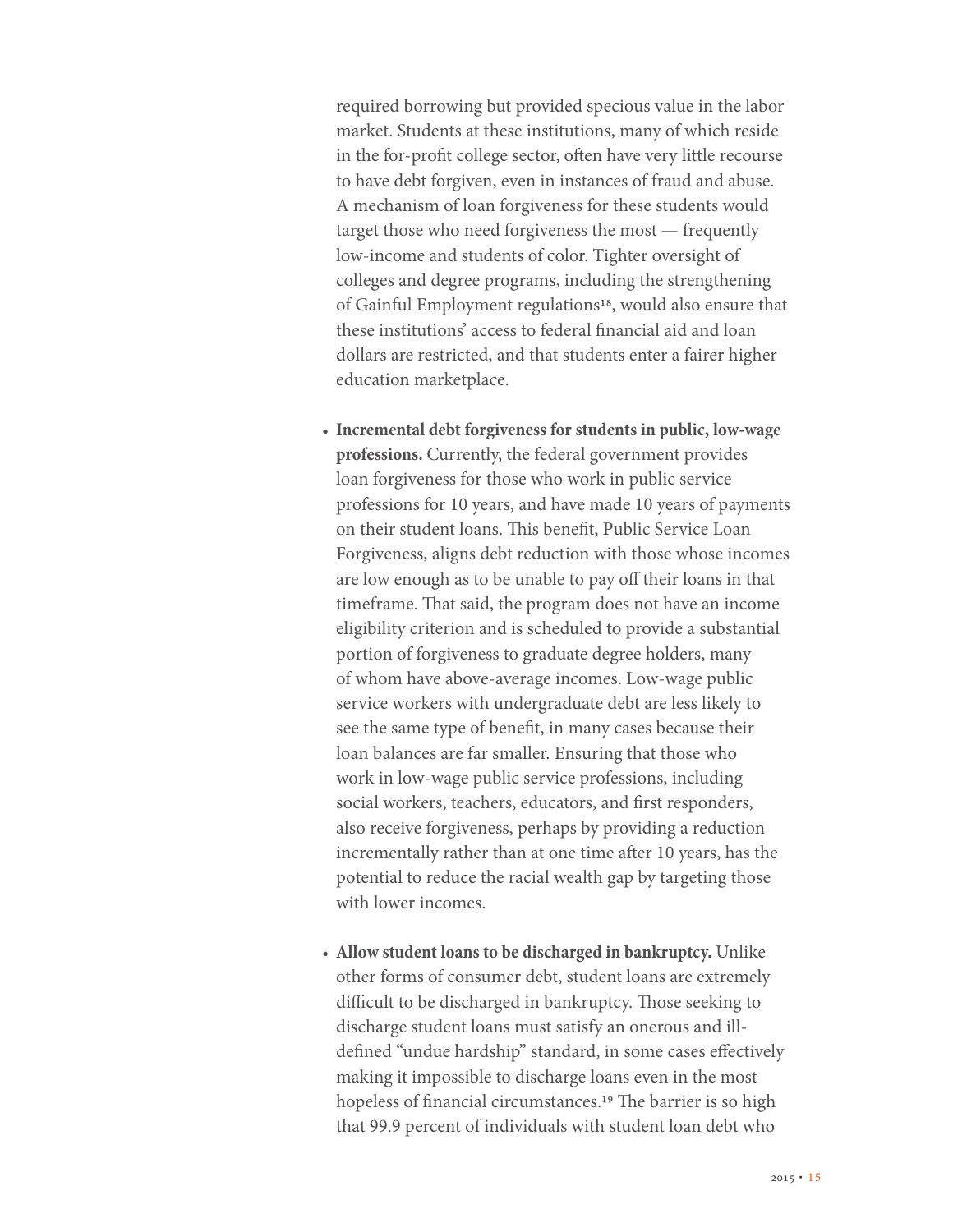required borrowing but provided specious value in the labor market. Students at these institutions, many of which reside in the for-profit college sector, often have very little recourse to have debt forgiven, even in instances of fraud and abuse. A mechanism of loan forgiveness for these students would target those who need forgiveness the most — frequently low-income and students of color. Tighter oversight of colleges and degree programs, including the strengthening of Gainful Employment regulations[18], would also ensure that these institutions' access to federal financial aid and loan dollars are restricted, and that students enter a fairer higher education marketplace.

- **Incremental debt forgiveness for students in public, low-wage professions.** Currently, the federal government provides loan forgiveness for those who work in public service professions for 10 years, and have made 10 years of payments on their student loans. This benefit, Public Service Loan Forgiveness, aligns debt reduction with those whose incomes are low enough as to be unable to pay off their loans in that timeframe. That said, the program does not have an income eligibility criterion and is scheduled to provide a substantial portion of forgiveness to graduate degree holders, many of whom have above-average incomes. Low-wage public service workers with undergraduate debt are less likely to see the same type of benefit, in many cases because their loan balances are far smaller. Ensuring that those who work in low-wage public service professions, including social workers, teachers, educators, and first responders, also receive forgiveness, perhaps by providing a reduction incrementally rather than at one time after 10 years, has the potential to reduce the racial wealth gap by targeting those with lower incomes.

- **Allow student loans to be discharged in bankruptcy.** Unlike other forms of consumer debt, student loans are extremely difficult to be discharged in bankruptcy. Those seeking to discharge student loans must satisfy an onerous and ill-defined "undue hardship" standard, in some cases effectively making it impossible to discharge loans even in the most hopeless of financial circumstances.[19] The barrier is so high that 99.9 percent of individuals with student loan debt who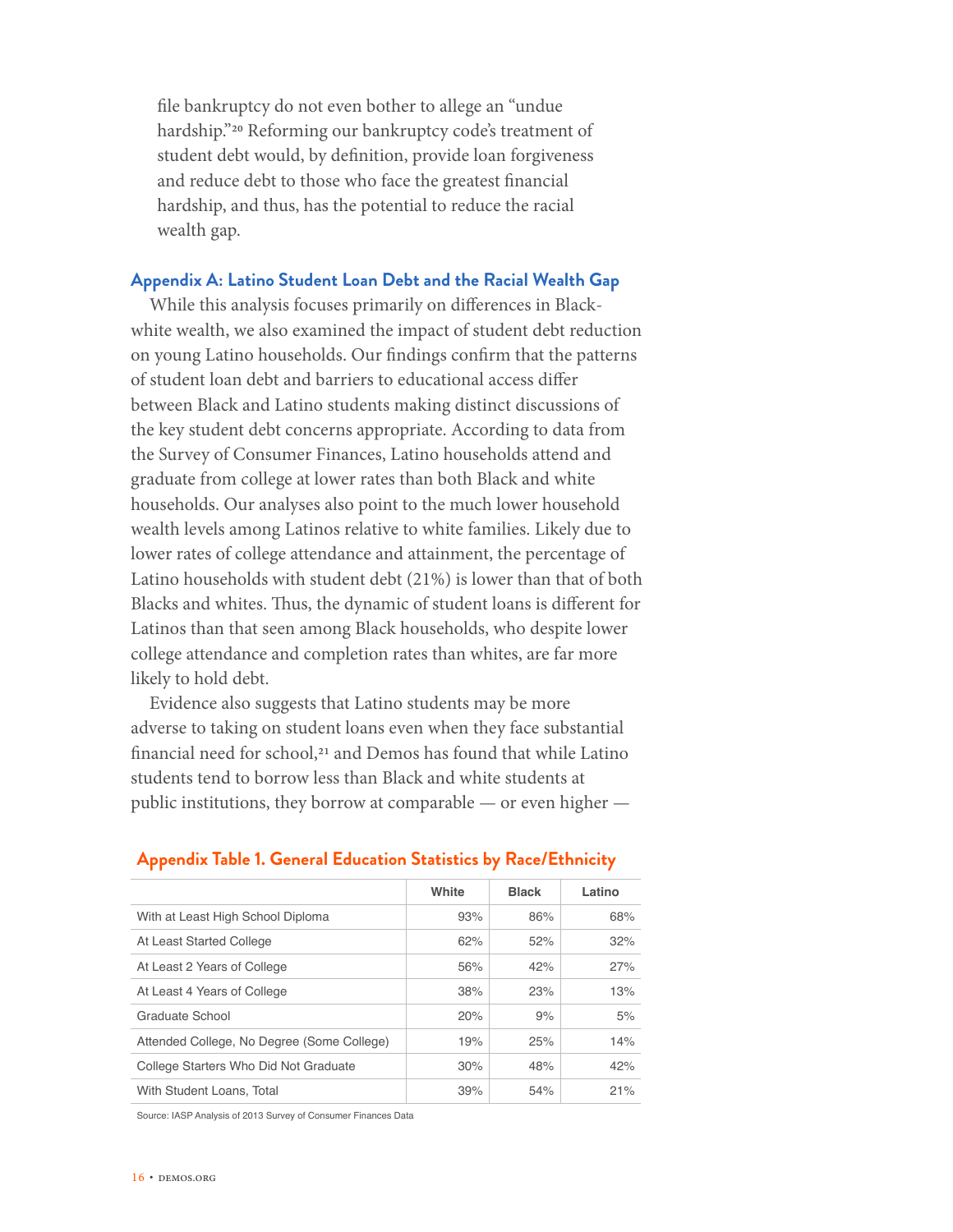file bankruptcy do not even bother to allege an "undue hardship."[20] Reforming our bankruptcy code's treatment of student debt would, by definition, provide loan forgiveness and reduce debt to those who face the greatest financial hardship, and thus, has the potential to reduce the racial wealth gap.

## Appendix A: Latino Student Loan Debt and the Racial Wealth Gap

While this analysis focuses primarily on differences in Black-white wealth, we also examined the impact of student debt reduction on young Latino households. Our findings confirm that the patterns of student loan debt and barriers to educational access differ between Black and Latino students making distinct discussions of the key student debt concerns appropriate. According to data from the Survey of Consumer Finances, Latino households attend and graduate from college at lower rates than both Black and white households. Our analyses also point to the much lower household wealth levels among Latinos relative to white families. Likely due to lower rates of college attendance and attainment, the percentage of Latino households with student debt (21%) is lower than that of both Blacks and whites. Thus, the dynamic of student loans is different for Latinos than that seen among Black households, who despite lower college attendance and completion rates than whites, are far more likely to hold debt.

Evidence also suggests that Latino students may be more adverse to taking on student loans even when they face substantial financial need for school,[21] and Demos has found that while Latino students tend to borrow less than Black and white students at public institutions, they borrow at comparable — or even higher —

**Appendix Table 1. General Education Statistics by Race/Ethnicity**

| | White | Black | Latino |
|---|---|---|---|
| With at Least High School Diploma | 93% | 86% | 68% |
| At Least Started College | 62% | 52% | 32% |
| At Least 2 Years of College | 56% | 42% | 27% |
| At Least 4 Years of College | 38% | 23% | 13% |
| Graduate School | 20% | 9% | 5% |
| Attended College, No Degree (Some College) | 19% | 25% | 14% |
| College Starters Who Did Not Graduate | 30% | 48% | 42% |
| With Student Loans, Total | 39% | 54% | 21% |

Source: IASP Analysis of 2013 Survey of Consumer Finances Data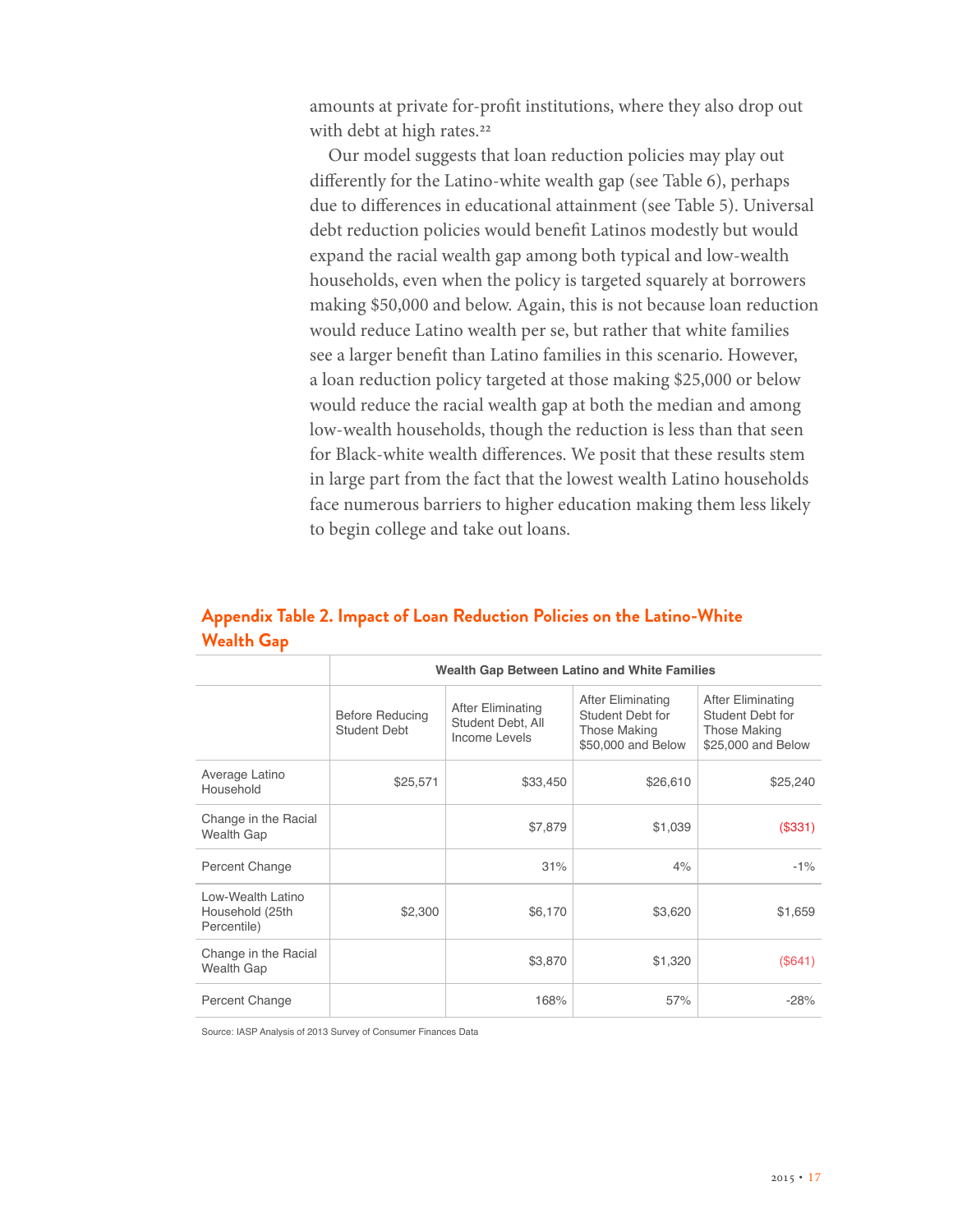amounts at private for-profit institutions, where they also drop out with debt at high rates.[22]

Our model suggests that loan reduction policies may play out differently for the Latino-white wealth gap (see Table 6), perhaps due to differences in educational attainment (see Table 5). Universal debt reduction policies would benefit Latinos modestly but would expand the racial wealth gap among both typical and low-wealth households, even when the policy is targeted squarely at borrowers making $50,000 and below. Again, this is not because loan reduction would reduce Latino wealth per se, but rather that white families see a larger benefit than Latino families in this scenario. However, a loan reduction policy targeted at those making $25,000 or below would reduce the racial wealth gap at both the median and among low-wealth households, though the reduction is less than that seen for Black-white wealth differences. We posit that these results stem in large part from the fact that the lowest wealth Latino households face numerous barriers to higher education making them less likely to begin college and take out loans.

## Appendix Table 2. Impact of Loan Reduction Policies on the Latino-White Wealth Gap

| | Wealth Gap Between Latino and White Families | | | |
|---|---|---|---|---|
| | Before Reducing Student Debt | After Eliminating Student Debt, All Income Levels | After Eliminating Student Debt for Those Making $50,000 and Below | After Eliminating Student Debt for Those Making $25,000 and Below |
| Average Latino Household | $25,571 | $33,450 | $26,610 | $25,240 |
| Change in the Racial Wealth Gap | | $7,879 | $1,039 | ($331) |
| Percent Change | | 31% | 4% | -1% |
| Low-Wealth Latino Household (25th Percentile) | $2,300 | $6,170 | $3,620 | $1,659 |
| Change in the Racial Wealth Gap | | $3,870 | $1,320 | ($641) |
| Percent Change | | 168% | 57% | -28% |

Source: IASP Analysis of 2013 Survey of Consumer Finances Data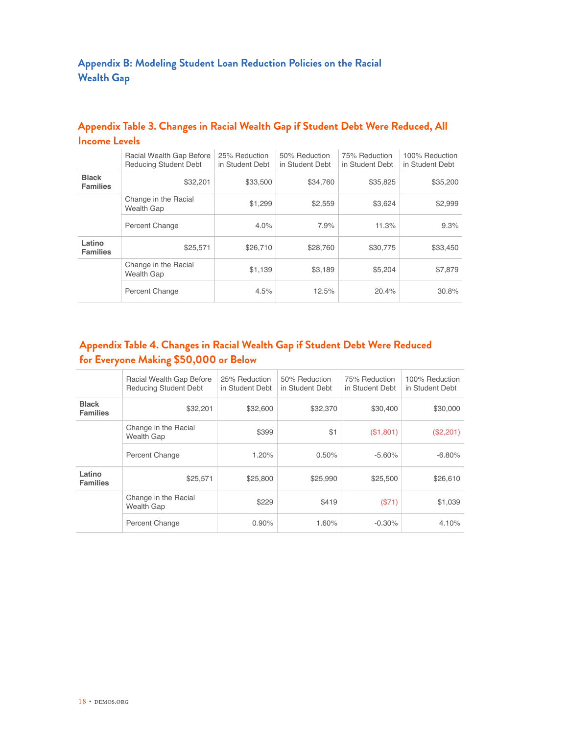## Appendix B: Modeling Student Loan Reduction Policies on the Racial Wealth Gap

### Appendix Table 3. Changes in Racial Wealth Gap if Student Debt Were Reduced, All Income Levels

| | Racial Wealth Gap Before Reducing Student Debt | 25% Reduction in Student Debt | 50% Reduction in Student Debt | 75% Reduction in Student Debt | 100% Reduction in Student Debt |
|---|---|---|---|---|---|
| **Black Families** | $32,201 | $33,500 | $34,760 | $35,825 | $35,200 |
| | Change in the Racial Wealth Gap | $1,299 | $2,559 | $3,624 | $2,999 |
| | Percent Change | 4.0% | 7.9% | 11.3% | 9.3% |
| **Latino Families** | $25,571 | $26,710 | $28,760 | $30,775 | $33,450 |
| | Change in the Racial Wealth Gap | $1,139 | $3,189 | $5,204 | $7,879 |
| | Percent Change | 4.5% | 12.5% | 20.4% | 30.8% |

### Appendix Table 4. Changes in Racial Wealth Gap if Student Debt Were Reduced for Everyone Making $50,000 or Below

| | Racial Wealth Gap Before Reducing Student Debt | 25% Reduction in Student Debt | 50% Reduction in Student Debt | 75% Reduction in Student Debt | 100% Reduction in Student Debt |
|---|---|---|---|---|---|
| **Black Families** | $32,201 | $32,600 | $32,370 | $30,400 | $30,000 |
| | Change in the Racial Wealth Gap | $399 | $1 | ($1,801) | ($2,201) |
| | Percent Change | 1.20% | 0.50% | -5.60% | -6.80% |
| **Latino Families** | $25,571 | $25,800 | $25,990 | $25,500 | $26,610 |
| | Change in the Racial Wealth Gap | $229 | $419 | ($71) | $1,039 |
| | Percent Change | 0.90% | 1.60% | -0.30% | 4.10% |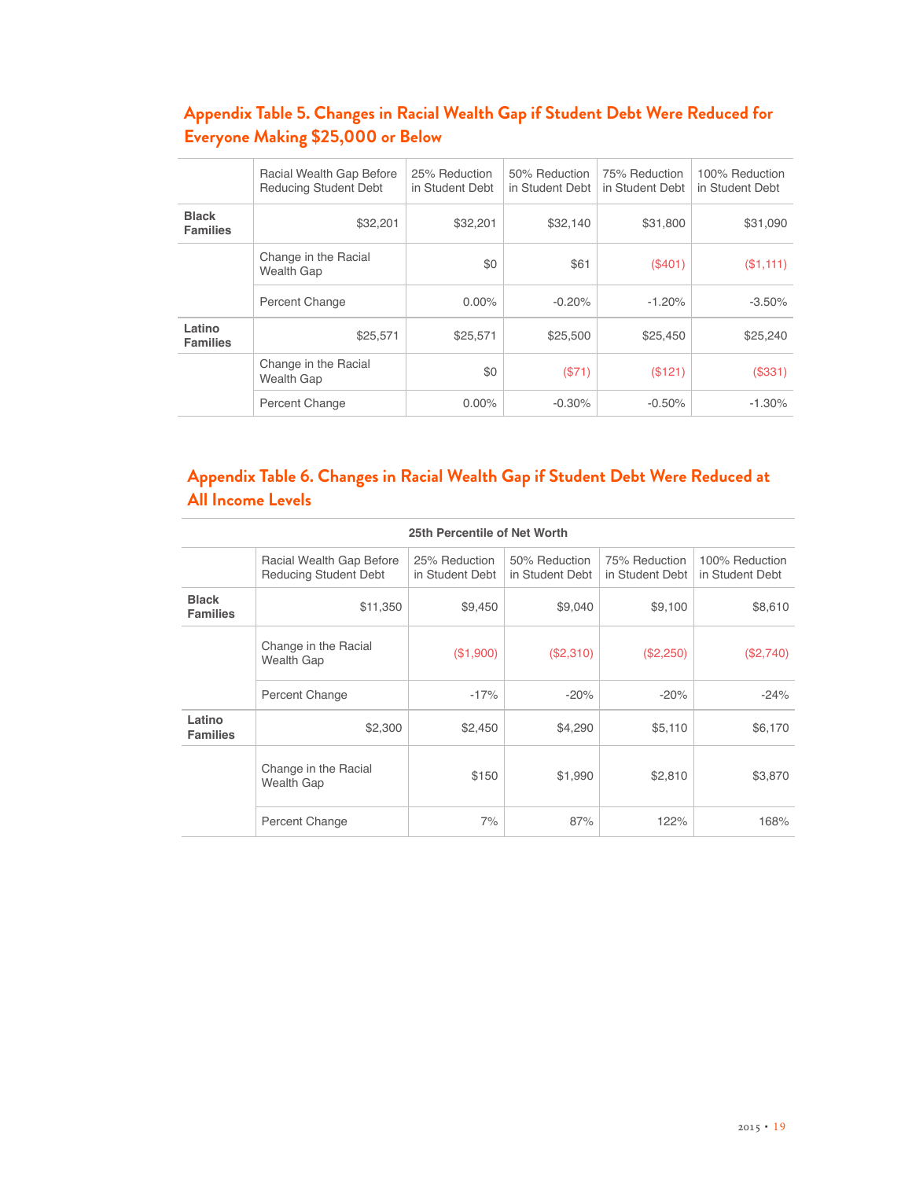## Appendix Table 5. Changes in Racial Wealth Gap if Student Debt Were Reduced for Everyone Making $25,000 or Below

| | | Racial Wealth Gap Before Reducing Student Debt | 25% Reduction in Student Debt | 50% Reduction in Student Debt | 75% Reduction in Student Debt | 100% Reduction in Student Debt |
|---|---|---|---|---|---|---|
| **Black Families** | | $32,201 | $32,201 | $32,140 | $31,800 | $31,090 |
| | Change in the Racial Wealth Gap | | $0 | $61 | ($401) | ($1,111) |
| | Percent Change | | 0.00% | -0.20% | -1.20% | -3.50% |
| **Latino Families** | | $25,571 | $25,571 | $25,500 | $25,450 | $25,240 |
| | Change in the Racial Wealth Gap | | $0 | ($71) | ($121) | ($331) |
| | Percent Change | | 0.00% | -0.30% | -0.50% | -1.30% |

## Appendix Table 6. Changes in Racial Wealth Gap if Student Debt Were Reduced at All Income Levels

| 25th Percentile of Net Worth | | | | | | |
|---|---|---|---|---|---|---|
| | | Racial Wealth Gap Before Reducing Student Debt | 25% Reduction in Student Debt | 50% Reduction in Student Debt | 75% Reduction in Student Debt | 100% Reduction in Student Debt |
| **Black Families** | | $11,350 | $9,450 | $9,040 | $9,100 | $8,610 |
| | Change in the Racial Wealth Gap | | ($1,900) | ($2,310) | ($2,250) | ($2,740) |
| | Percent Change | | -17% | -20% | -20% | -24% |
| **Latino Families** | | $2,300 | $2,450 | $4,290 | $5,110 | $6,170 |
| | Change in the Racial Wealth Gap | | $150 | $1,990 | $2,810 | $3,870 |
| | Percent Change | | 7% | 87% | 122% | 168% |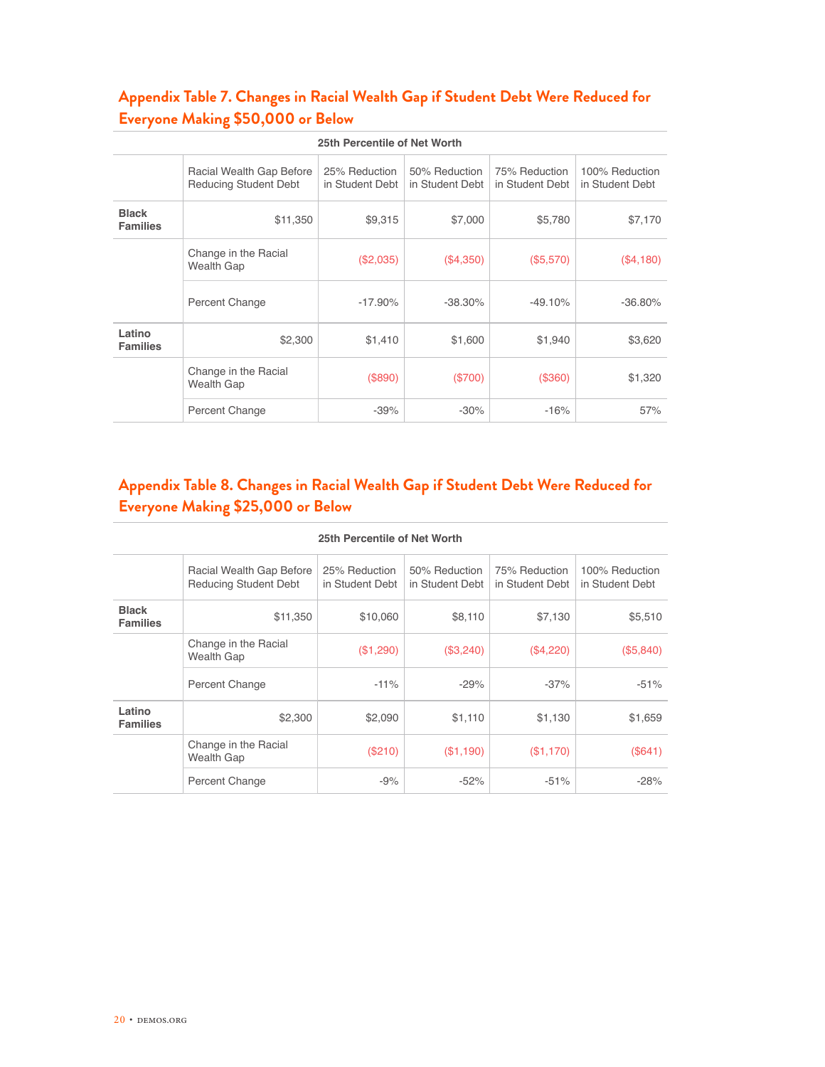## Appendix Table 7. Changes in Racial Wealth Gap if Student Debt Were Reduced for Everyone Making $50,000 or Below

| 25th Percentile of Net Worth | | | | | | |
|---|---|---|---|---|---|---|
| | Racial Wealth Gap Before Reducing Student Debt | 25% Reduction in Student Debt | 50% Reduction in Student Debt | 75% Reduction in Student Debt | 100% Reduction in Student Debt |
| **Black Families** | $11,350 | $9,315 | $7,000 | $5,780 | $7,170 |
| | Change in the Racial Wealth Gap | ($2,035) | ($4,350) | ($5,570) | ($4,180) |
| | Percent Change | -17.90% | -38.30% | -49.10% | -36.80% |
| **Latino Families** | $2,300 | $1,410 | $1,600 | $1,940 | $3,620 |
| | Change in the Racial Wealth Gap | ($890) | ($700) | ($360) | $1,320 |
| | Percent Change | -39% | -30% | -16% | 57% |

## Appendix Table 8. Changes in Racial Wealth Gap if Student Debt Were Reduced for Everyone Making $25,000 or Below

| 25th Percentile of Net Worth | | | | | |
|---|---|---|---|---|---|
| | Racial Wealth Gap Before Reducing Student Debt | 25% Reduction in Student Debt | 50% Reduction in Student Debt | 75% Reduction in Student Debt | 100% Reduction in Student Debt |
| **Black Families** | $11,350 | $10,060 | $8,110 | $7,130 | $5,510 |
| | Change in the Racial Wealth Gap | ($1,290) | ($3,240) | ($4,220) | ($5,840) |
| | Percent Change | -11% | -29% | -37% | -51% |
| **Latino Families** | $2,300 | $2,090 | $1,110 | $1,130 | $1,659 |
| | Change in the Racial Wealth Gap | ($210) | ($1,190) | ($1,170) | ($641) |
| | Percent Change | -9% | -52% | -51% | -28% |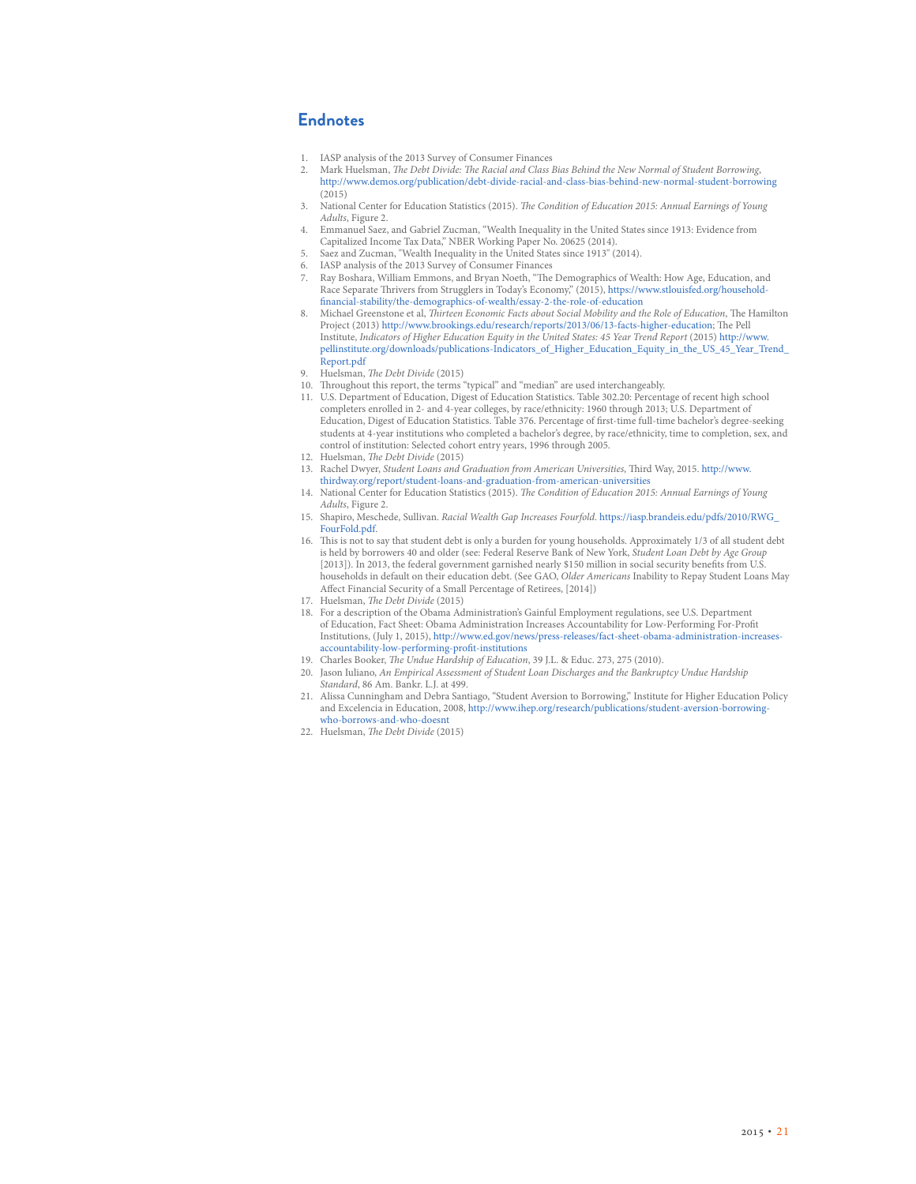## Endnotes

1. IASP analysis of the 2013 Survey of Consumer Finances
2. Mark Huelsman, *The Debt Divide: The Racial and Class Bias Behind the New Normal of Student Borrowing*, http://www.demos.org/publication/debt-divide-racial-and-class-bias-behind-new-normal-student-borrowing (2015)
3. National Center for Education Statistics (2015). *The Condition of Education 2015: Annual Earnings of Young Adults*, Figure 2.
4. Emmanuel Saez, and Gabriel Zucman, "Wealth Inequality in the United States since 1913: Evidence from Capitalized Income Tax Data," NBER Working Paper No. 20625 (2014).
5. Saez and Zucman, "Wealth Inequality in the United States since 1913" (2014).
6. IASP analysis of the 2013 Survey of Consumer Finances
7. Ray Boshara, William Emmons, and Bryan Noeth, "The Demographics of Wealth: How Age, Education, and Race Separate Thrivers from Strugglers in Today's Economy," (2015), https://www.stlouisfed.org/household-financial-stability/the-demographics-of-wealth/essay-2-the-role-of-education
8. Michael Greenstone et al, *Thirteen Economic Facts about Social Mobility and the Role of Education*, The Hamilton Project (2013) http://www.brookings.edu/research/reports/2013/06/13-facts-higher-education; The Pell Institute, *Indicators of Higher Education Equity in the United States: 45 Year Trend Report* (2015) http://www.pellinstitute.org/downloads/publications-Indicators_of_Higher_Education_Equity_in_the_US_45_Year_Trend_Report.pdf
9. Huelsman, *The Debt Divide* (2015)
10. Throughout this report, the terms "typical" and "median" are used interchangeably.
11. U.S. Department of Education, Digest of Education Statistics. Table 302.20: Percentage of recent high school completers enrolled in 2- and 4-year colleges, by race/ethnicity: 1960 through 2013; U.S. Department of Education, Digest of Education Statistics. Table 376. Percentage of first-time full-time bachelor's degree-seeking students at 4-year institutions who completed a bachelor's degree, by race/ethnicity, time to completion, sex, and control of institution: Selected cohort entry years, 1996 through 2005.
12. Huelsman, *The Debt Divide* (2015)
13. Rachel Dwyer, *Student Loans and Graduation from American Universities*, Third Way, 2015. http://www.thirdway.org/report/student-loans-and-graduation-from-american-universities
14. National Center for Education Statistics (2015). *The Condition of Education 2015: Annual Earnings of Young Adults*, Figure 2.
15. Shapiro, Meschede, Sullivan. *Racial Wealth Gap Increases Fourfold.* https://iasp.brandeis.edu/pdfs/2010/RWG_FourFold.pdf.
16. This is not to say that student debt is only a burden for young households. Approximately 1/3 of all student debt is held by borrowers 40 and older (see: Federal Reserve Bank of New York, *Student Loan Debt by Age Group* [2013]). In 2013, the federal government garnished nearly $150 million in social security benefits from U.S. households in default on their education debt. (See GAO, *Older Americans* Inability to Repay Student Loans May Affect Financial Security of a Small Percentage of Retirees, [2014])
17. Huelsman, *The Debt Divide* (2015)
18. For a description of the Obama Administration's Gainful Employment regulations, see U.S. Department of Education, Fact Sheet: Obama Administration Increases Accountability for Low-Performing For-Profit Institutions, (July 1, 2015), http://www.ed.gov/news/press-releases/fact-sheet-obama-administration-increases-accountability-low-performing-profit-institutions
19. Charles Booker, *The Undue Hardship of Education*, 39 J.L. & Educ. 273, 275 (2010).
20. Jason Iuliano, *An Empirical Assessment of Student Loan Discharges and the Bankruptcy Undue Hardship Standard*, 86 Am. Bankr. L.J. at 499.
21. Alissa Cunningham and Debra Santiago, "Student Aversion to Borrowing," Institute for Higher Education Policy and Excelencia in Education, 2008, http://www.ihep.org/research/publications/student-aversion-borrowing-who-borrows-and-who-doesnt
22. Huelsman, *The Debt Divide* (2015)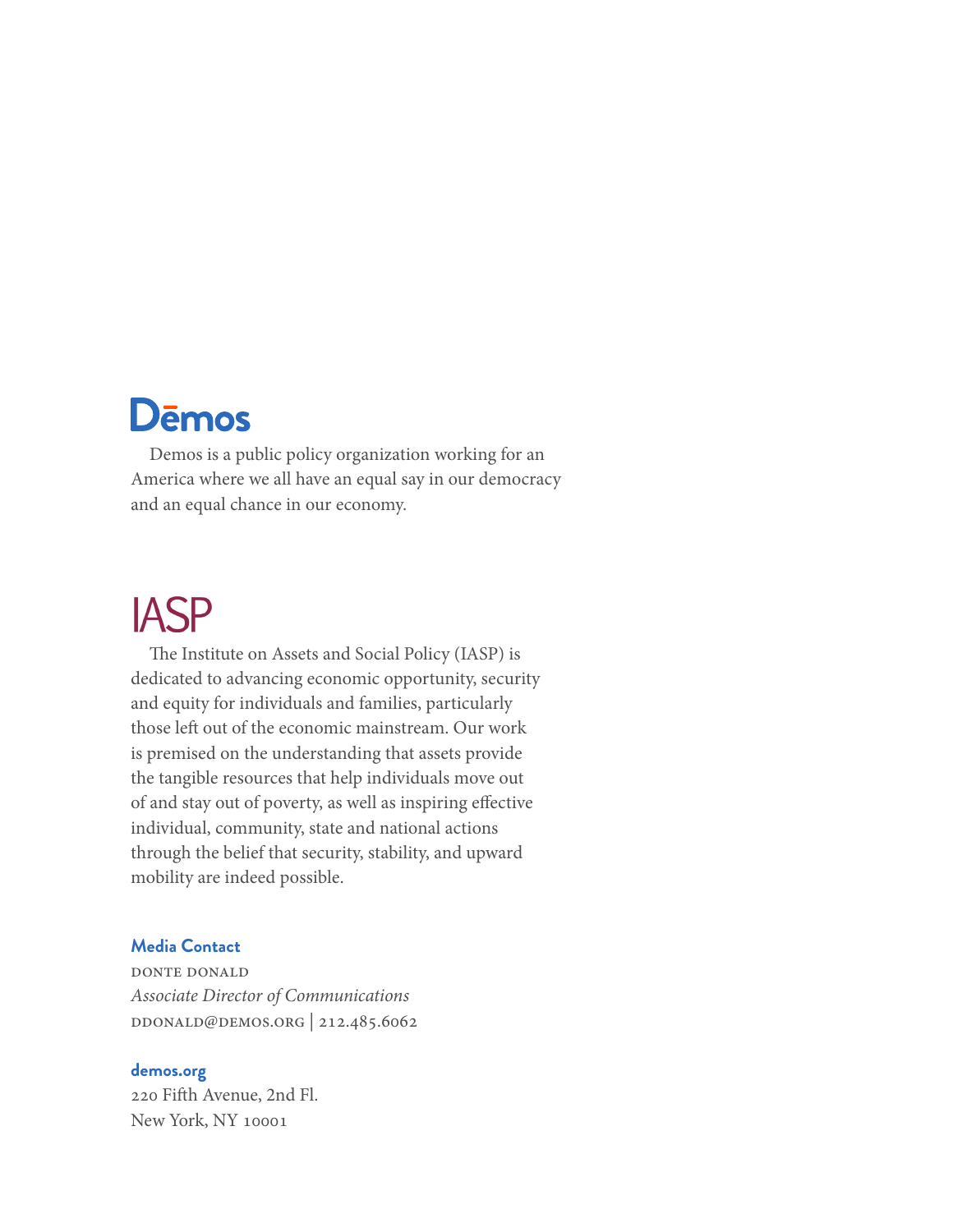## Dēmos

Demos is a public policy organization working for an America where we all have an equal say in our democracy and an equal chance in our economy.

## IASP

The Institute on Assets and Social Policy (IASP) is dedicated to advancing economic opportunity, security and equity for individuals and families, particularly those left out of the economic mainstream. Our work is premised on the understanding that assets provide the tangible resources that help individuals move out of and stay out of poverty, as well as inspiring effective individual, community, state and national actions through the belief that security, stability, and upward mobility are indeed possible.

**Media Contact**

DONTE DONALD
*Associate Director of Communications*
DDONALD@DEMOS.ORG | 212.485.6062

**demos.org**
220 Fifth Avenue, 2nd Fl.
New York, NY 10001